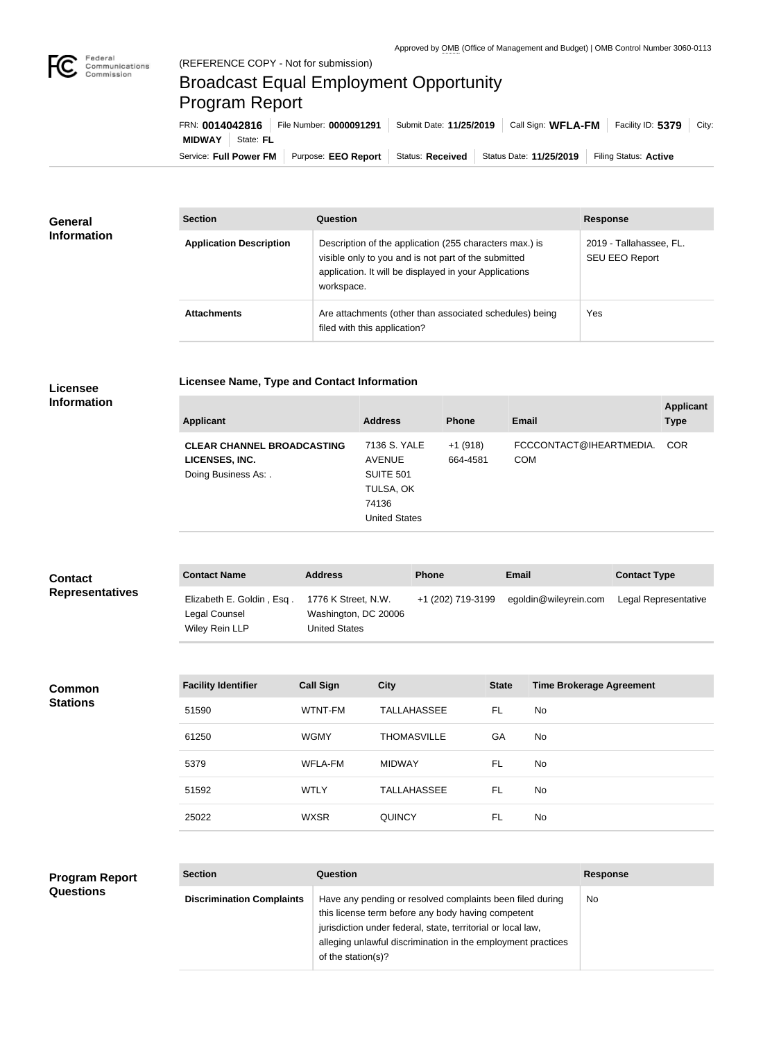Approved by OMB (Office of Management and Budget) | OMB Control Number 3060-0113

(REFERENCE COPY - Not for submission)

# Broadcast Equal Employment Opportunity Program Report

FRN: **0014042816** | File Number: **0000091291** | Submit Date: **11/25/2019** | Call Sign: **WFLA-FM** | Facility ID: **5379** | City: **MIDWAY** | State: **FL**

Service: **Full Power FM** | Purpose: **EEO Report** | Status: **Received** | Status Date: **11/25/2019** | Filing Status: **Active**

## General Information

| Section | Question | Response |
| --- | --- | --- |
| **Application Description** | Description of the application (255 characters max.) is visible only to you and is not part of the submitted application. It will be displayed in your Applications workspace. | 2019 - Tallahassee, FL. SEU EEO Report |
| **Attachments** | Are attachments (other than associated schedules) being filed with this application? | Yes |

## Licensee Information

### Licensee Name, Type and Contact Information

| Applicant | Address | Phone | Email | Applicant Type |
| --- | --- | --- | --- | --- |
| **CLEAR CHANNEL BROADCASTING LICENSES, INC.** Doing Business As: . | 7136 S. YALE AVENUE SUITE 501 TULSA, OK 74136 United States | +1 (918) 664-4581 | FCCCONTACT@IHEARTMEDIA.COM | COR |

## Contact Representatives

| Contact Name | Address | Phone | Email | Contact Type |
| --- | --- | --- | --- | --- |
| Elizabeth E. Goldin , Esq . Legal Counsel Wiley Rein LLP | 1776 K Street, N.W. Washington, DC 20006 United States | +1 (202) 719-3199 | egoldin@wileyrein.com | Legal Representative |

## Common Stations

| Facility Identifier | Call Sign | City | State | Time Brokerage Agreement |
| --- | --- | --- | --- | --- |
| 51590 | WTNT-FM | TALLAHASSEE | FL | No |
| 61250 | WGMY | THOMASVILLE | GA | No |
| 5379 | WFLA-FM | MIDWAY | FL | No |
| 51592 | WTLY | TALLAHASSEE | FL | No |
| 25022 | WXSR | QUINCY | FL | No |

## Program Report Questions

| Section | Question | Response |
| --- | --- | --- |
| **Discrimination Complaints** | Have any pending or resolved complaints been filed during this license term before any body having competent jurisdiction under federal, state, territorial or local law, alleging unlawful discrimination in the employment practices of the station(s)? | No |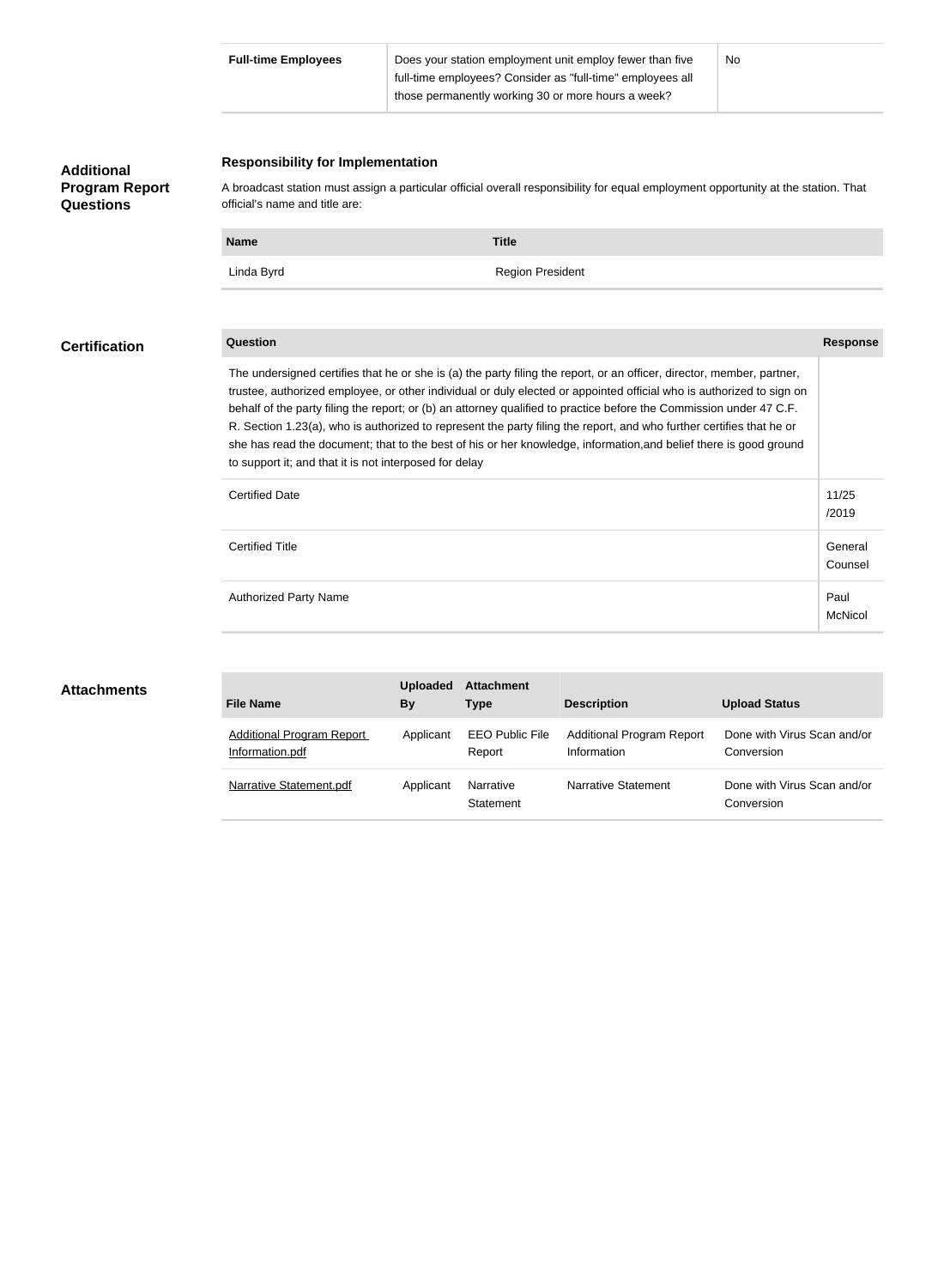| | | |
|---|---|---|
| **Full-time Employees** | Does your station employment unit employ fewer than five full-time employees? Consider as "full-time" employees all those permanently working 30 or more hours a week? | No |

## Additional Program Report Questions

### Responsibility for Implementation

A broadcast station must assign a particular official overall responsibility for equal employment opportunity at the station. That official's name and title are:

| Name | Title |
|---|---|
| Linda Byrd | Region President |

## Certification

| Question | Response |
|---|---|
| The undersigned certifies that he or she is (a) the party filing the report, or an officer, director, member, partner, trustee, authorized employee, or other individual or duly elected or appointed official who is authorized to sign on behalf of the party filing the report; or (b) an attorney qualified to practice before the Commission under 47 C.F. R. Section 1.23(a), who is authorized to represent the party filing the report, and who further certifies that he or she has read the document; that to the best of his or her knowledge, information,and belief there is good ground to support it; and that it is not interposed for delay | |
| Certified Date | 11/25/2019 |
| Certified Title | General Counsel |
| Authorized Party Name | Paul McNicol |

## Attachments

| File Name | Uploaded By | Attachment Type | Description | Upload Status |
|---|---|---|---|---|
| Additional Program Report Information.pdf | Applicant | EEO Public File Report | Additional Program Report Information | Done with Virus Scan and/or Conversion |
| Narrative Statement.pdf | Applicant | Narrative Statement | Narrative Statement | Done with Virus Scan and/or Conversion |